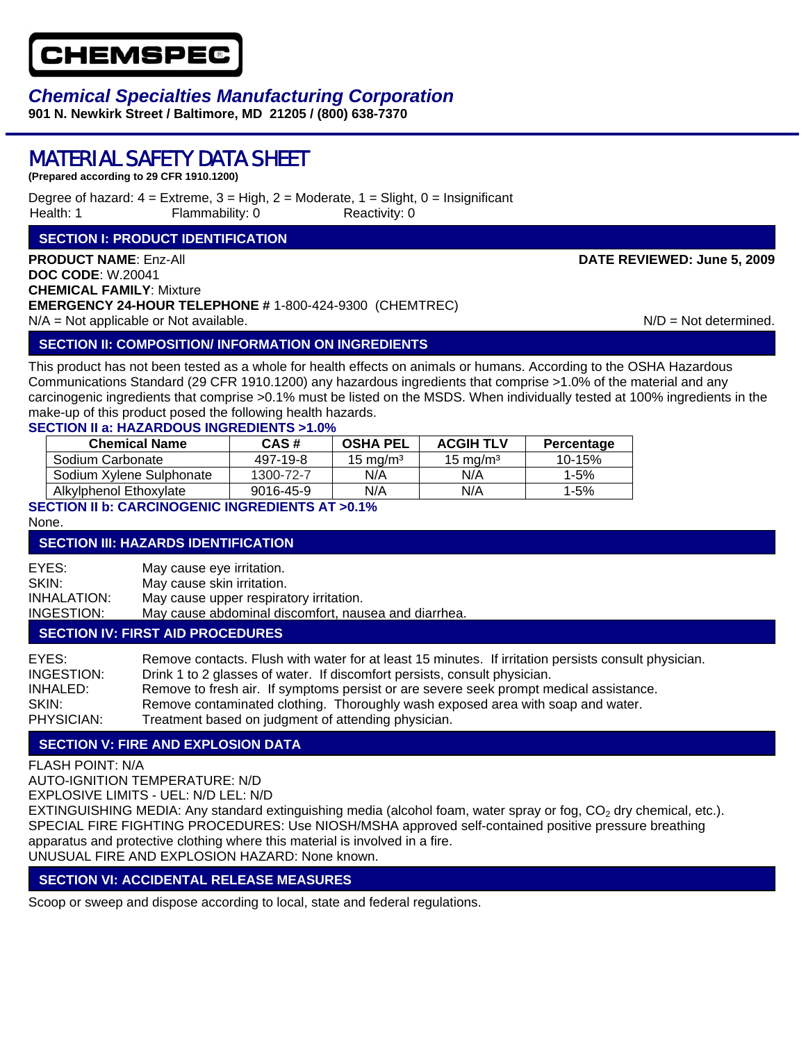# CHEMSPEC

## *Chemical Specialties Manufacturing Corporation*

**901 N. Newkirk Street / Baltimore, MD 21205 / (800) 638-7370**

# MATERIAL SAFETY DATA SHEET

**(Prepared according to 29 CFR 1910.1200)**

Degree of hazard: 4 = Extreme, 3 = High, 2 = Moderate, 1 = Slight, 0 = Insignificant

Health: 1 Flammability: 0 Reactivity: 0

## SECTION I: PRODUCT IDENTIFICATION

**PRODUCT NAME**: Enz-All **DATE REVIEWED: June 5, 2009**

**DOC CODE**: W.20041

**CHEMICAL FAMILY**: Mixture

**EMERGENCY 24-HOUR TELEPHONE #** 1-800-424-9300 (CHEMTREC)

N/A = Not applicable or Not available. N/D = Not determined.

## SECTION II: COMPOSITION/ INFORMATION ON INGREDIENTS

This product has not been tested as a whole for health effects on animals or humans. According to the OSHA Hazardous Communications Standard (29 CFR 1910.1200) any hazardous ingredients that comprise >1.0% of the material and any carcinogenic ingredients that comprise >0.1% must be listed on the MSDS. When individually tested at 100% ingredients in the make-up of this product posed the following health hazards.

### SECTION II a: HAZARDOUS INGREDIENTS >1.0%

| Chemical Name | CAS # | OSHA PEL | ACGIH TLV | Percentage |
|---|---|---|---|---|
| Sodium Carbonate | 497-19-8 | 15 mg/m³ | 15 mg/m³ | 10-15% |
| Sodium Xylene Sulphonate | 1300-72-7 | N/A | N/A | 1-5% |
| Alkylphenol Ethoxylate | 9016-45-9 | N/A | N/A | 1-5% |

### SECTION II b: CARCINOGENIC INGREDIENTS AT >0.1%

None.

## SECTION III: HAZARDS IDENTIFICATION

EYES: May cause eye irritation.
SKIN: May cause skin irritation.
INHALATION: May cause upper respiratory irritation.
INGESTION: May cause abdominal discomfort, nausea and diarrhea.

## SECTION IV: FIRST AID PROCEDURES

EYES: Remove contacts. Flush with water for at least 15 minutes. If irritation persists consult physician.
INGESTION: Drink 1 to 2 glasses of water. If discomfort persists, consult physician.
INHALED: Remove to fresh air. If symptoms persist or are severe seek prompt medical assistance.
SKIN: Remove contaminated clothing. Thoroughly wash exposed area with soap and water.
PHYSICIAN: Treatment based on judgment of attending physician.

## SECTION V: FIRE AND EXPLOSION DATA

FLASH POINT: N/A
AUTO-IGNITION TEMPERATURE: N/D
EXPLOSIVE LIMITS - UEL: N/D LEL: N/D
EXTINGUISHING MEDIA: Any standard extinguishing media (alcohol foam, water spray or fog, $CO_2$ dry chemical, etc.).
SPECIAL FIRE FIGHTING PROCEDURES: Use NIOSH/MSHA approved self-contained positive pressure breathing apparatus and protective clothing where this material is involved in a fire.
UNUSUAL FIRE AND EXPLOSION HAZARD: None known.

## SECTION VI: ACCIDENTAL RELEASE MEASURES

Scoop or sweep and dispose according to local, state and federal regulations.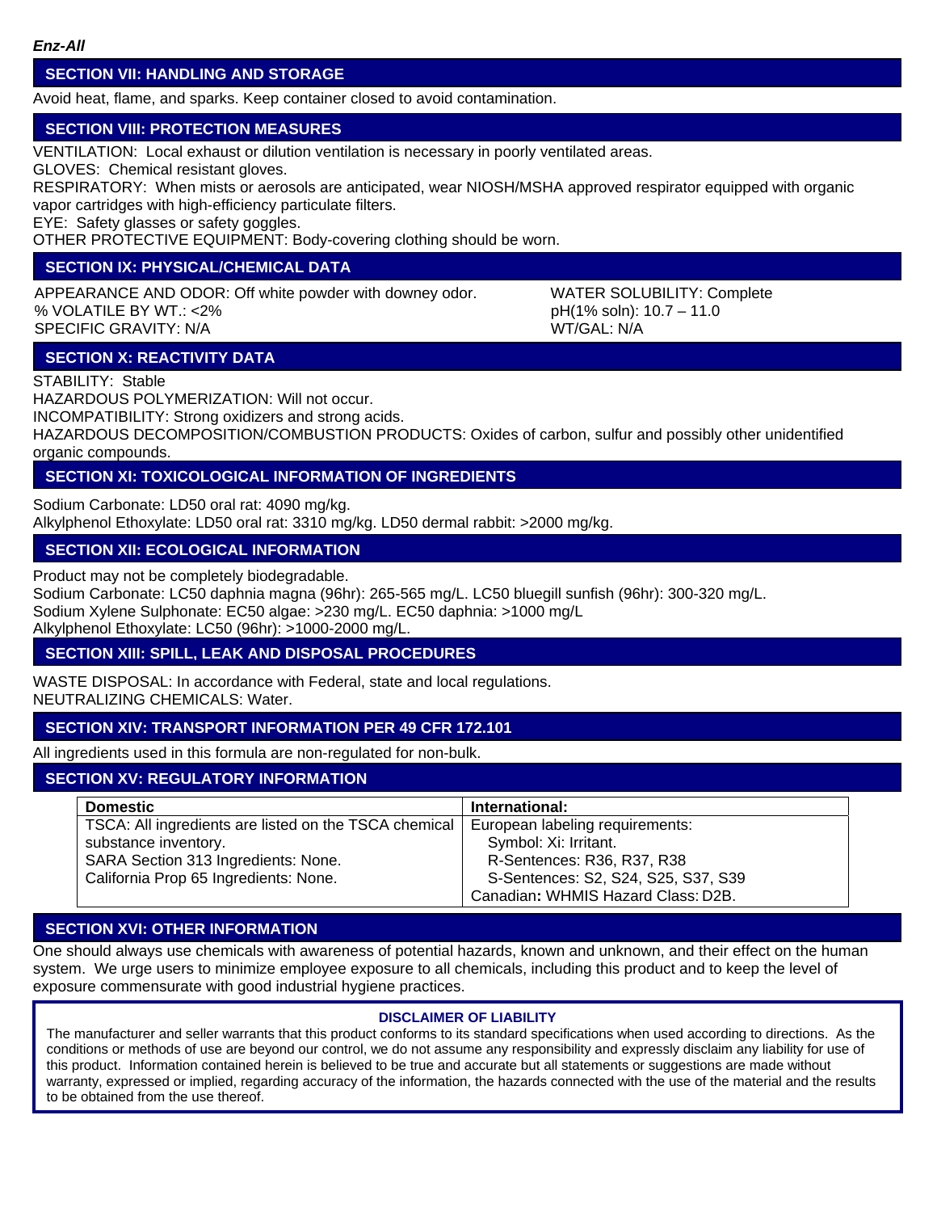*Enz-All*

## SECTION VII: HANDLING AND STORAGE

Avoid heat, flame, and sparks. Keep container closed to avoid contamination.

## SECTION VIII: PROTECTION MEASURES

VENTILATION: Local exhaust or dilution ventilation is necessary in poorly ventilated areas.
GLOVES: Chemical resistant gloves.
RESPIRATORY: When mists or aerosols are anticipated, wear NIOSH/MSHA approved respirator equipped with organic vapor cartridges with high-efficiency particulate filters.
EYE: Safety glasses or safety goggles.
OTHER PROTECTIVE EQUIPMENT: Body-covering clothing should be worn.

## SECTION IX: PHYSICAL/CHEMICAL DATA

APPEARANCE AND ODOR: Off white powder with downey odor.
% VOLATILE BY WT.: <2%
SPECIFIC GRAVITY: N/A
WATER SOLUBILITY: Complete
pH(1% soln): 10.7 – 11.0
WT/GAL: N/A

## SECTION X: REACTIVITY DATA

STABILITY: Stable
HAZARDOUS POLYMERIZATION: Will not occur.
INCOMPATIBILITY: Strong oxidizers and strong acids.
HAZARDOUS DECOMPOSITION/COMBUSTION PRODUCTS: Oxides of carbon, sulfur and possibly other unidentified organic compounds.

## SECTION XI: TOXICOLOGICAL INFORMATION OF INGREDIENTS

Sodium Carbonate: LD50 oral rat: 4090 mg/kg.
Alkylphenol Ethoxylate: LD50 oral rat: 3310 mg/kg. LD50 dermal rabbit: >2000 mg/kg.

## SECTION XII: ECOLOGICAL INFORMATION

Product may not be completely biodegradable.
Sodium Carbonate: LC50 daphnia magna (96hr): 265-565 mg/L. LC50 bluegill sunfish (96hr): 300-320 mg/L.
Sodium Xylene Sulphonate: EC50 algae: >230 mg/L. EC50 daphnia: >1000 mg/L
Alkylphenol Ethoxylate: LC50 (96hr): >1000-2000 mg/L.

## SECTION XIII: SPILL, LEAK AND DISPOSAL PROCEDURES

WASTE DISPOSAL: In accordance with Federal, state and local regulations.
NEUTRALIZING CHEMICALS: Water.

## SECTION XIV: TRANSPORT INFORMATION PER 49 CFR 172.101

All ingredients used in this formula are non-regulated for non-bulk.

## SECTION XV: REGULATORY INFORMATION

| Domestic | International: |
|---|---|
| TSCA: All ingredients are listed on the TSCA chemical substance inventory.<br>SARA Section 313 Ingredients: None.<br>California Prop 65 Ingredients: None. | European labeling requirements:<br>Symbol: Xi: Irritant.<br>R-Sentences: R36, R37, R38<br>S-Sentences: S2, S24, S25, S37, S39<br>**Canadian:** WHMIS Hazard Class: D2B. |

## SECTION XVI: OTHER INFORMATION

One should always use chemicals with awareness of potential hazards, known and unknown, and their effect on the human system. We urge users to minimize employee exposure to all chemicals, including this product and to keep the level of exposure commensurate with good industrial hygiene practices.

**DISCLAIMER OF LIABILITY**

The manufacturer and seller warrants that this product conforms to its standard specifications when used according to directions. As the conditions or methods of use are beyond our control, we do not assume any responsibility and expressly disclaim any liability for use of this product. Information contained herein is believed to be true and accurate but all statements or suggestions are made without warranty, expressed or implied, regarding accuracy of the information, the hazards connected with the use of the material and the results to be obtained from the use thereof.